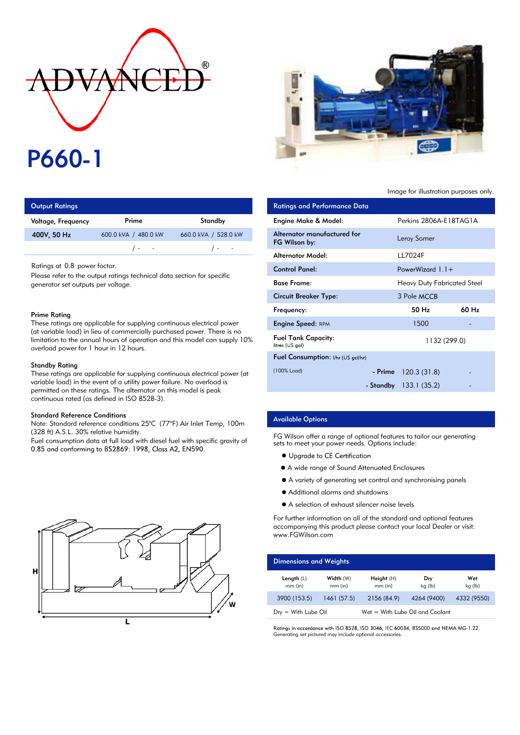# ADVANCED®

# P660-1

Image for illustration purposes only.

## Output Ratings

| Voltage, Frequency | Prime | Standby |
|---|---|---|
| 400V, 50 Hz | 600.0 kVA / 480.0 kW | 660.0 kVA / 528.0 kW |
| | / - - | / - - |

Ratings at 0.8 power factor.

Please refer to the output ratings technical data section for specific generator set outputs per voltage.

### Prime Rating

These ratings are applicable for supplying continuous electrical power (at variable load) in lieu of commercially purchased power. There is no limitation to the annual hours of operation and this model can supply 10% overload power for 1 hour in 12 hours.

### Standby Rating

These ratings are applicable for supplying continuous electrical power (at variable load) in the event of a utility power failure. No overload is permitted on these ratings. The alternator on this model is peak continuous rated (as defined in ISO 8528-3).

### Standard Reference Conditions

Note: Standard reference conditions 25°C (77°F) Air Inlet Temp, 100m (328 ft) A.S.L. 30% relative humidity.

Fuel consumption data at full load with diesel fuel with specific gravity of 0.85 and conforming to BS2869: 1998, Class A2, EN590.

## Ratings and Performance Data

| | | |
|---|---|---|
| Engine Make & Model: | Perkins 2806A-E18TAG1A | |
| Alternator manufactured for FG Wilson by: | Leroy Somer | |
| Alternator Model: | LL7024F | |
| Control Panel: | PowerWizard 1.1+ | |
| Base Frame: | Heavy Duty Fabricated Steel | |
| Circuit Breaker Type: | 3 Pole MCCB | |
| Frequency: | 50 Hz | 60 Hz |
| Engine Speed: RPM | 1500 | - |
| Fuel Tank Capacity: litres (US gal) | 1132 (299.0) | |
| Fuel Consumption: l/hr (US gal/hr) (100% Load) - Prime | 120.3 (31.8) | - |
| - Standby | 133.1 (35.2) | - |

## Available Options

FG Wilson offer a range of optional features to tailor our generating sets to meet your power needs. Options include:

- Upgrade to CE Certification
- A wide range of Sound Attenuated Enclosures
- A variety of generating set control and synchronising panels
- Additional alarms and shutdowns
- A selection of exhaust silencer noise levels

For further information on all of the standard and optional features accompanying this product please contact your local Dealer or visit: www.FGWilson.com

## Dimensions and Weights

| Length (L) mm (in) | Width (W) mm (in) | Height (H) mm (in) | Dry kg (lb) | Wet kg (lb) |
|---|---|---|---|---|
| 3900 (153.5) | 1461 (57.5) | 2156 (84.9) | 4264 (9400) | 4332 (9550) |

Dry = With Lube Oil    Wet = With Lube Oil and Coolant

Ratings in accordance with ISO 8528, ISO 3046, IEC 60034, BS5000 and NEMA MG-1.22.
Generating set pictured may include optional accessories.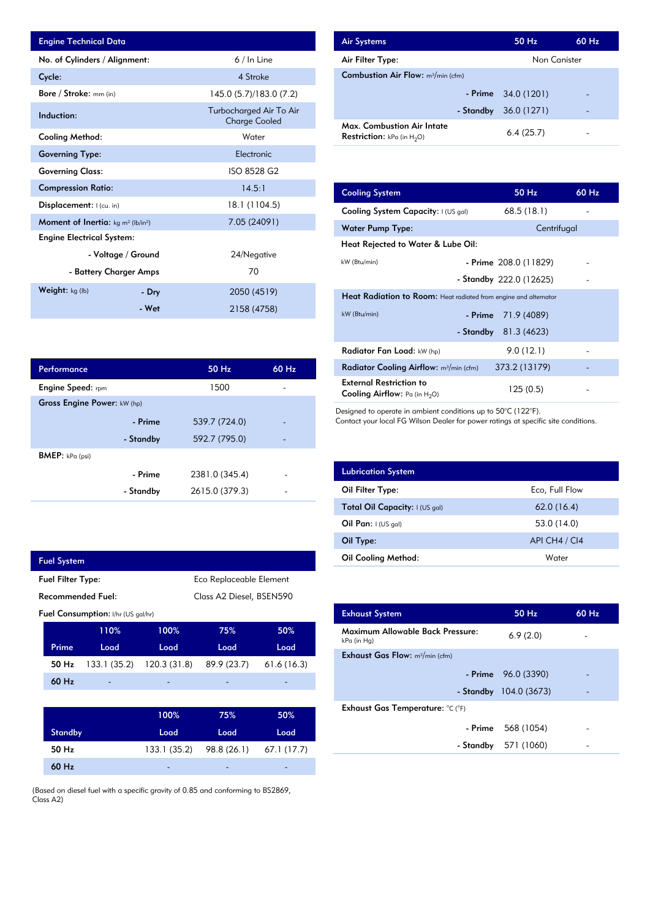| Engine Technical Data | | |
|---|---|---|
| No. of Cylinders / Alignment: | | 6 / In Line |
| Cycle: | | 4 Stroke |
| Bore / Stroke: mm (in) | | 145.0 (5.7)/183.0 (7.2) |
| Induction: | | Turbocharged Air To Air Charge Cooled |
| Cooling Method: | | Water |
| Governing Type: | | Electronic |
| Governing Class: | | ISO 8528 G2 |
| Compression Ratio: | | 14.5:1 |
| Displacement: l (cu. in) | | 18.1 (1104.5) |
| Moment of Inertia: kg m² (lb/in²) | | 7.05 (24091) |
| Engine Electrical System: | | |
| | - Voltage / Ground | 24/Negative |
| | - Battery Charger Amps | 70 |
| Weight: kg (lb) | - Dry | 2050 (4519) |
| | - Wet | 2158 (4758) |

| Performance | | 50 Hz | 60 Hz |
|---|---|---|---|
| Engine Speed: rpm | | 1500 | - |
| Gross Engine Power: kW (hp) | | | |
| | - Prime | 539.7 (724.0) | - |
| | - Standby | 592.7 (795.0) | - |
| BMEP: kPa (psi) | | | |
| | - Prime | 2381.0 (345.4) | - |
| | - Standby | 2615.0 (379.3) | - |

| Fuel System | |
|---|---|
| Fuel Filter Type: | Eco Replaceable Element |
| Recommended Fuel: | Class A2 Diesel, BSEN590 |

Fuel Consumption: l/hr (US gal/hr)

| Prime | 110% Load | 100% Load | 75% Load | 50% Load |
|---|---|---|---|---|
| 50 Hz | 133.1 (35.2) | 120.3 (31.8) | 89.9 (23.7) | 61.6 (16.3) |
| 60 Hz | - | - | - | - |

| Standby | 100% Load | 75% Load | 50% Load |
|---|---|---|---|
| 50 Hz | 133.1 (35.2) | 98.8 (26.1) | 67.1 (17.7) |
| 60 Hz | - | - | - |

(Based on diesel fuel with a specific gravity of 0.85 and conforming to BS2869, Class A2)

| Air Systems | | 50 Hz | 60 Hz |
|---|---|---|---|
| Air Filter Type: | | Non Canister | |
| Combustion Air Flow: m³/min (cfm) | | | |
| | - Prime | 34.0 (1201) | - |
| | - Standby | 36.0 (1271) | - |
| Max. Combustion Air Intate Restriction: kPa (in $H_2O$) | | 6.4 (25.7) | - |

| Cooling System | | 50 Hz | 60 Hz |
|---|---|---|---|
| Cooling System Capacity: l (US gal) | | 68.5 (18.1) | - |
| Water Pump Type: | | Centrifugal | |
| Heat Rejected to Water & Lube Oil: | | | |
| kW (Btu/min) | - Prime | 208.0 (11829) | - |
| | - Standby | 222.0 (12625) | - |
| Heat Radiation to Room: Heat radiated from engine and alternator | | | |
| kW (Btu/min) | - Prime | 71.9 (4089) | |
| | - Standby | 81.3 (4623) | |
| Radiator Fan Load: kW (hp) | | 9.0 (12.1) | - |
| Radiator Cooling Airflow: m³/min (cfm) | | 373.2 (13179) | - |
| External Restriction to Cooling Airflow: Pa (in $H_2O$) | | 125 (0.5) | - |

Designed to operate in ambient conditions up to 50°C (122°F).
Contact your local FG Wilson Dealer for power ratings at specific site conditions.

| Lubrication System | |
|---|---|
| Oil Filter Type: | Eco, Full Flow |
| Total Oil Capacity: l (US gal) | 62.0 (16.4) |
| Oil Pan: l (US gal) | 53.0 (14.0) |
| Oil Type: | API CH4 / CI4 |
| Oil Cooling Method: | Water |

| Exhaust System | | 50 Hz | 60 Hz |
|---|---|---|---|
| Maximum Allowable Back Pressure: kPa (in Hg) | | 6.9 (2.0) | - |
| Exhaust Gas Flow: m³/min (cfm) | | | |
| | - Prime | 96.0 (3390) | - |
| | - Standby | 104.0 (3673) | - |
| Exhaust Gas Temperature: °C (°F) | | | |
| | - Prime | 568 (1054) | - |
| | - Standby | 571 (1060) | - |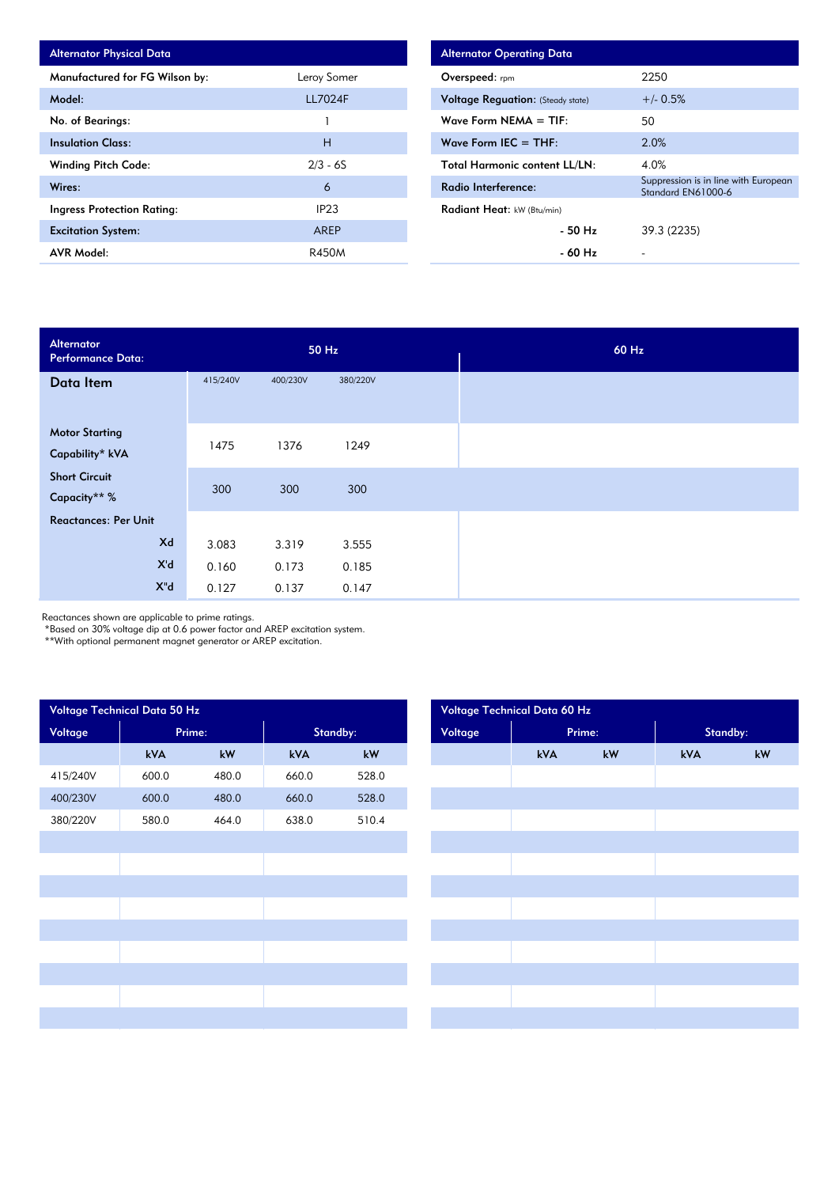| Alternator Physical Data | |
|---|---|
| Manufactured for FG Wilson by: | Leroy Somer |
| Model: | LL7024F |
| No. of Bearings: | 1 |
| Insulation Class: | H |
| Winding Pitch Code: | 2/3 - 6S |
| Wires: | 6 |
| Ingress Protection Rating: | IP23 |
| Excitation System: | AREP |
| AVR Model: | R450M |

| Alternator Operating Data | |
|---|---|
| Overspeed: rpm | 2250 |
| Voltage Reguation: (Steady state) | +/- 0.5% |
| Wave Form NEMA = TIF: | 50 |
| Wave Form IEC = THF: | 2.0% |
| Total Harmonic content LL/LN: | 4.0% |
| Radio Interference: | Suppression is in line with European Standard EN61000-6 |
| Radiant Heat: kW (Btu/min) | |
| - 50 Hz | 39.3 (2235) |
| - 60 Hz | - |

| Alternator Performance Data: | 50 Hz | | | 60 Hz |
|---|---|---|---|---|
| Data Item | 415/240V | 400/230V | 380/220V | |
| Motor Starting Capability* kVA | 1475 | 1376 | 1249 | |
| Short Circuit Capacity** % | 300 | 300 | 300 | |
| Reactances: Per Unit | | | | |
| Xd | 3.083 | 3.319 | 3.555 | |
| X'd | 0.160 | 0.173 | 0.185 | |
| X"d | 0.127 | 0.137 | 0.147 | |

Reactances shown are applicable to prime ratings.
*Based on 30% voltage dip at 0.6 power factor and AREP excitation system.
**With optional permanent magnet generator or AREP excitation.

| Voltage Technical Data 50 Hz | | | | |
|---|---|---|---|---|
| Voltage | Prime: | | Standby: | |
| | kVA | kW | kVA | kW |
| 415/240V | 600.0 | 480.0 | 660.0 | 528.0 |
| 400/230V | 600.0 | 480.0 | 660.0 | 528.0 |
| 380/220V | 580.0 | 464.0 | 638.0 | 510.4 |

| Voltage Technical Data 60 Hz | | | | |
|---|---|---|---|---|
| Voltage | Prime: | | Standby: | |
| | kVA | kW | kVA | kW |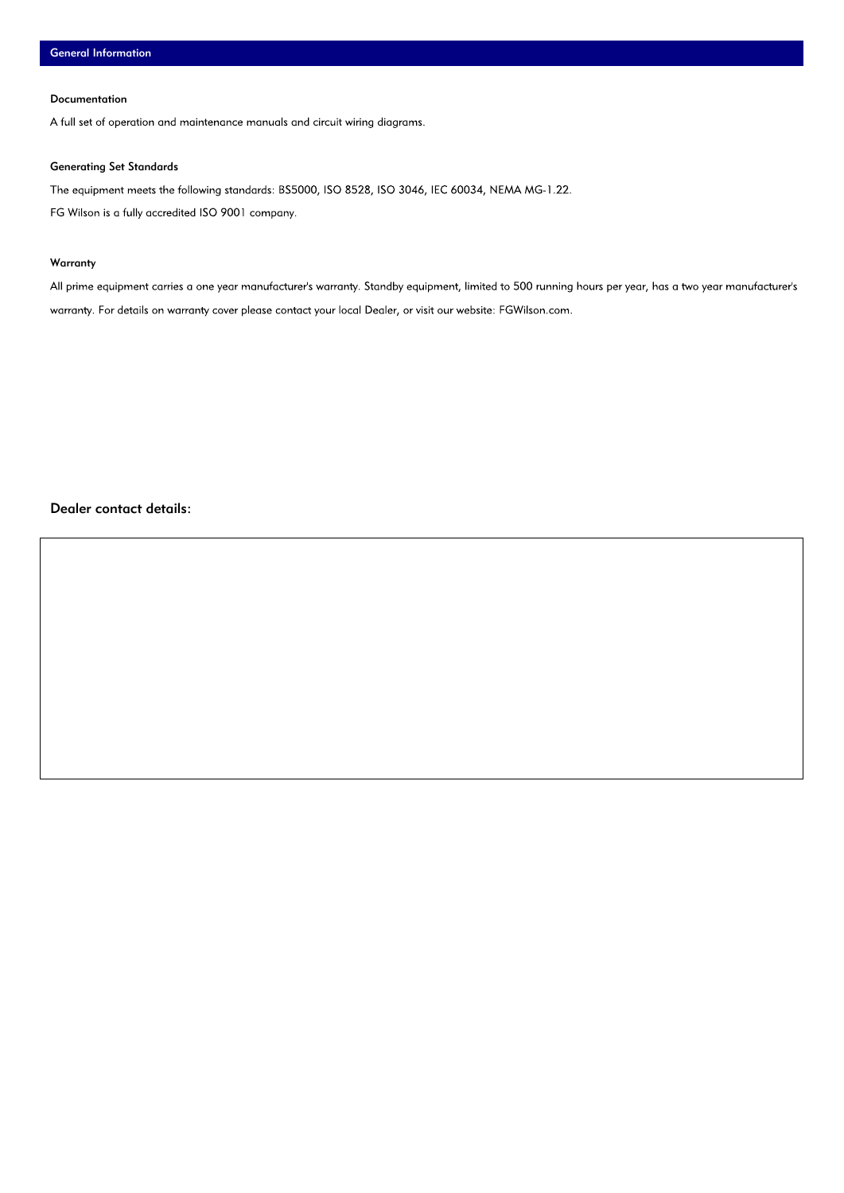## General Information

### Documentation

A full set of operation and maintenance manuals and circuit wiring diagrams.

### Generating Set Standards

The equipment meets the following standards: BS5000, ISO 8528, ISO 3046, IEC 60034, NEMA MG-1.22.

FG Wilson is a fully accredited ISO 9001 company.

### Warranty

All prime equipment carries a one year manufacturer's warranty. Standby equipment, limited to 500 running hours per year, has a two year manufacturer's warranty. For details on warranty cover please contact your local Dealer, or visit our website: FGWilson.com.

### Dealer contact details: